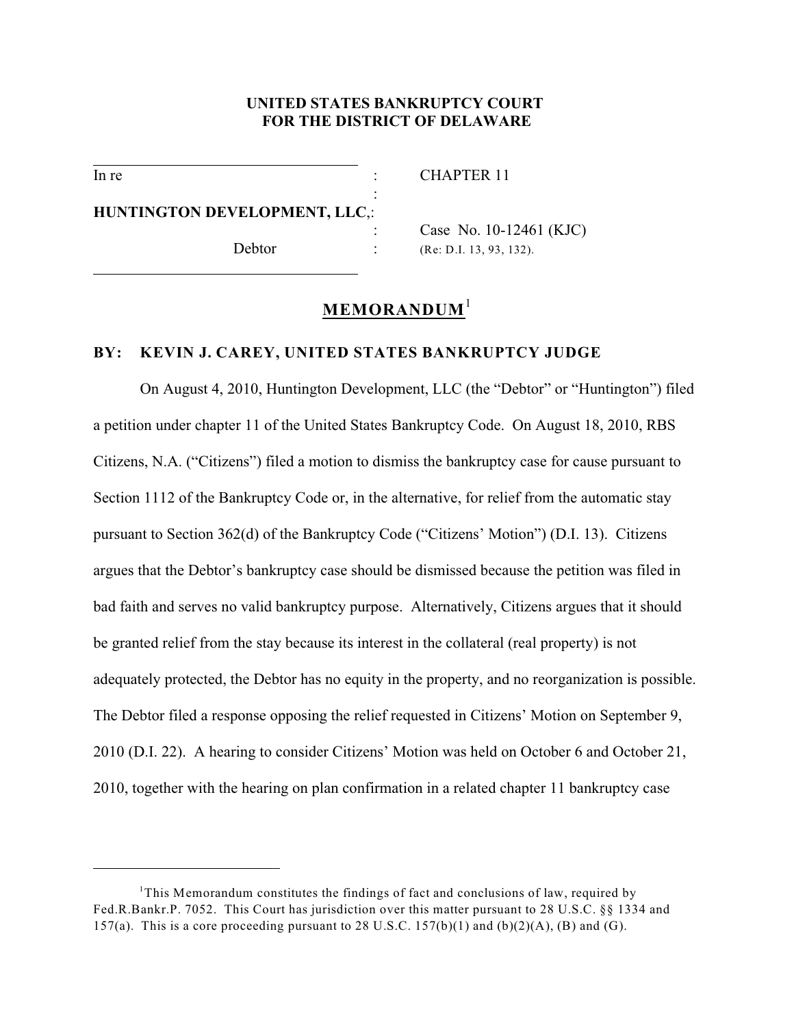**UNITED STATES BANKRUPTCY COURT**
**FOR THE DISTRICT OF DELAWARE**

| | | |
|---|---|---|
| In re | : | CHAPTER 11 |
| | : | |
| **HUNTINGTON DEVELOPMENT, LLC**, | : | |
| | : | Case No. 10-12461 (KJC) |
| Debtor | : | (Re: D.I. 13, 93, 132). |

## MEMORANDUM[1]

**BY: KEVIN J. CAREY, UNITED STATES BANKRUPTCY JUDGE**

On August 4, 2010, Huntington Development, LLC (the "Debtor" or "Huntington") filed a petition under chapter 11 of the United States Bankruptcy Code. On August 18, 2010, RBS Citizens, N.A. ("Citizens") filed a motion to dismiss the bankruptcy case for cause pursuant to Section 1112 of the Bankruptcy Code or, in the alternative, for relief from the automatic stay pursuant to Section 362(d) of the Bankruptcy Code ("Citizens' Motion") (D.I. 13). Citizens argues that the Debtor's bankruptcy case should be dismissed because the petition was filed in bad faith and serves no valid bankruptcy purpose. Alternatively, Citizens argues that it should be granted relief from the stay because its interest in the collateral (real property) is not adequately protected, the Debtor has no equity in the property, and no reorganization is possible. The Debtor filed a response opposing the relief requested in Citizens' Motion on September 9, 2010 (D.I. 22). A hearing to consider Citizens' Motion was held on October 6 and October 21, 2010, together with the hearing on plan confirmation in a related chapter 11 bankruptcy case

---

[1]This Memorandum constitutes the findings of fact and conclusions of law, required by Fed.R.Bankr.P. 7052. This Court has jurisdiction over this matter pursuant to 28 U.S.C. §§ 1334 and 157(a). This is a core proceeding pursuant to 28 U.S.C. 157(b)(1) and (b)(2)(A), (B) and (G).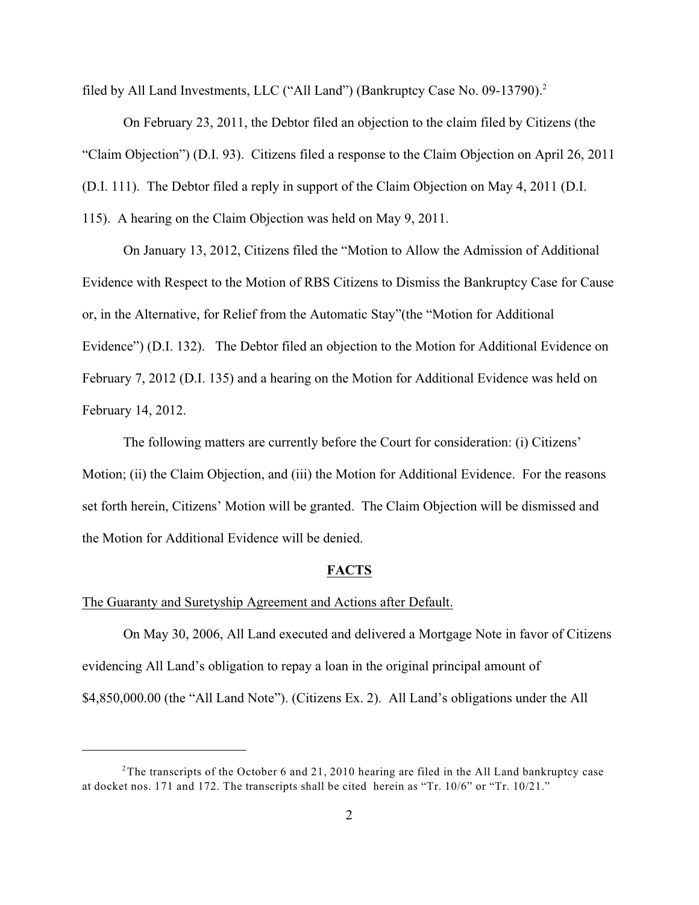filed by All Land Investments, LLC ("All Land") (Bankruptcy Case No. 09-13790).[2]

On February 23, 2011, the Debtor filed an objection to the claim filed by Citizens (the "Claim Objection") (D.I. 93). Citizens filed a response to the Claim Objection on April 26, 2011 (D.I. 111). The Debtor filed a reply in support of the Claim Objection on May 4, 2011 (D.I. 115). A hearing on the Claim Objection was held on May 9, 2011.

On January 13, 2012, Citizens filed the "Motion to Allow the Admission of Additional Evidence with Respect to the Motion of RBS Citizens to Dismiss the Bankruptcy Case for Cause or, in the Alternative, for Relief from the Automatic Stay"(the "Motion for Additional Evidence") (D.I. 132). The Debtor filed an objection to the Motion for Additional Evidence on February 7, 2012 (D.I. 135) and a hearing on the Motion for Additional Evidence was held on February 14, 2012.

The following matters are currently before the Court for consideration: (i) Citizens' Motion; (ii) the Claim Objection, and (iii) the Motion for Additional Evidence. For the reasons set forth herein, Citizens' Motion will be granted. The Claim Objection will be dismissed and the Motion for Additional Evidence will be denied.

## FACTS

The Guaranty and Suretyship Agreement and Actions after Default.

On May 30, 2006, All Land executed and delivered a Mortgage Note in favor of Citizens evidencing All Land's obligation to repay a loan in the original principal amount of $4,850,000.00 (the "All Land Note"). (Citizens Ex. 2). All Land's obligations under the All

---

[2] The transcripts of the October 6 and 21, 2010 hearing are filed in the All Land bankruptcy case at docket nos. 171 and 172. The transcripts shall be cited herein as "Tr. 10/6" or "Tr. 10/21."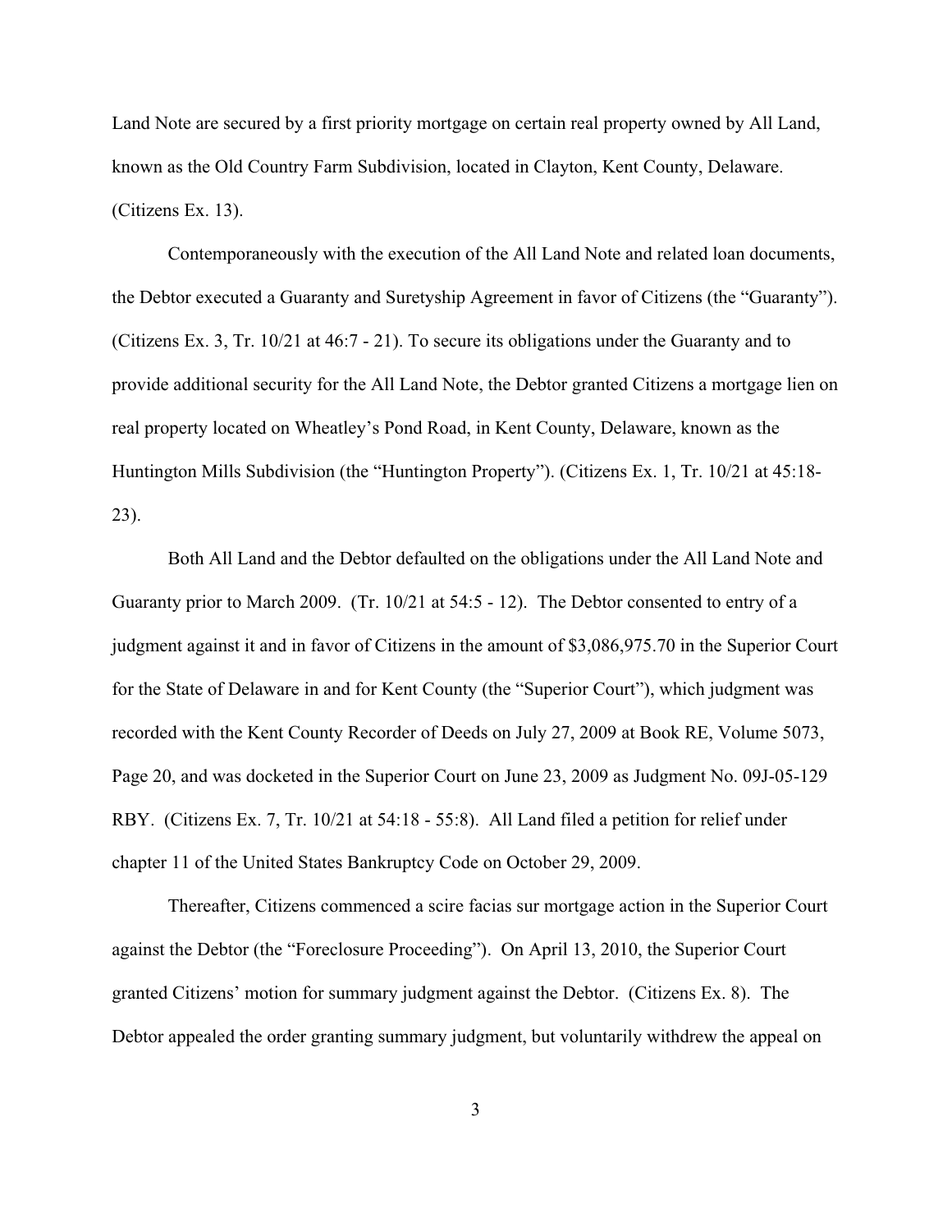Land Note are secured by a first priority mortgage on certain real property owned by All Land, known as the Old Country Farm Subdivision, located in Clayton, Kent County, Delaware. (Citizens Ex. 13).

Contemporaneously with the execution of the All Land Note and related loan documents, the Debtor executed a Guaranty and Suretyship Agreement in favor of Citizens (the "Guaranty"). (Citizens Ex. 3, Tr. 10/21 at 46:7 - 21). To secure its obligations under the Guaranty and to provide additional security for the All Land Note, the Debtor granted Citizens a mortgage lien on real property located on Wheatley's Pond Road, in Kent County, Delaware, known as the Huntington Mills Subdivision (the "Huntington Property"). (Citizens Ex. 1, Tr. 10/21 at 45:18-23).

Both All Land and the Debtor defaulted on the obligations under the All Land Note and Guaranty prior to March 2009. (Tr. 10/21 at 54:5 - 12). The Debtor consented to entry of a judgment against it and in favor of Citizens in the amount of $3,086,975.70 in the Superior Court for the State of Delaware in and for Kent County (the "Superior Court"), which judgment was recorded with the Kent County Recorder of Deeds on July 27, 2009 at Book RE, Volume 5073, Page 20, and was docketed in the Superior Court on June 23, 2009 as Judgment No. 09J-05-129 RBY. (Citizens Ex. 7, Tr. 10/21 at 54:18 - 55:8). All Land filed a petition for relief under chapter 11 of the United States Bankruptcy Code on October 29, 2009.

Thereafter, Citizens commenced a scire facias sur mortgage action in the Superior Court against the Debtor (the "Foreclosure Proceeding"). On April 13, 2010, the Superior Court granted Citizens' motion for summary judgment against the Debtor. (Citizens Ex. 8). The Debtor appealed the order granting summary judgment, but voluntarily withdrew the appeal on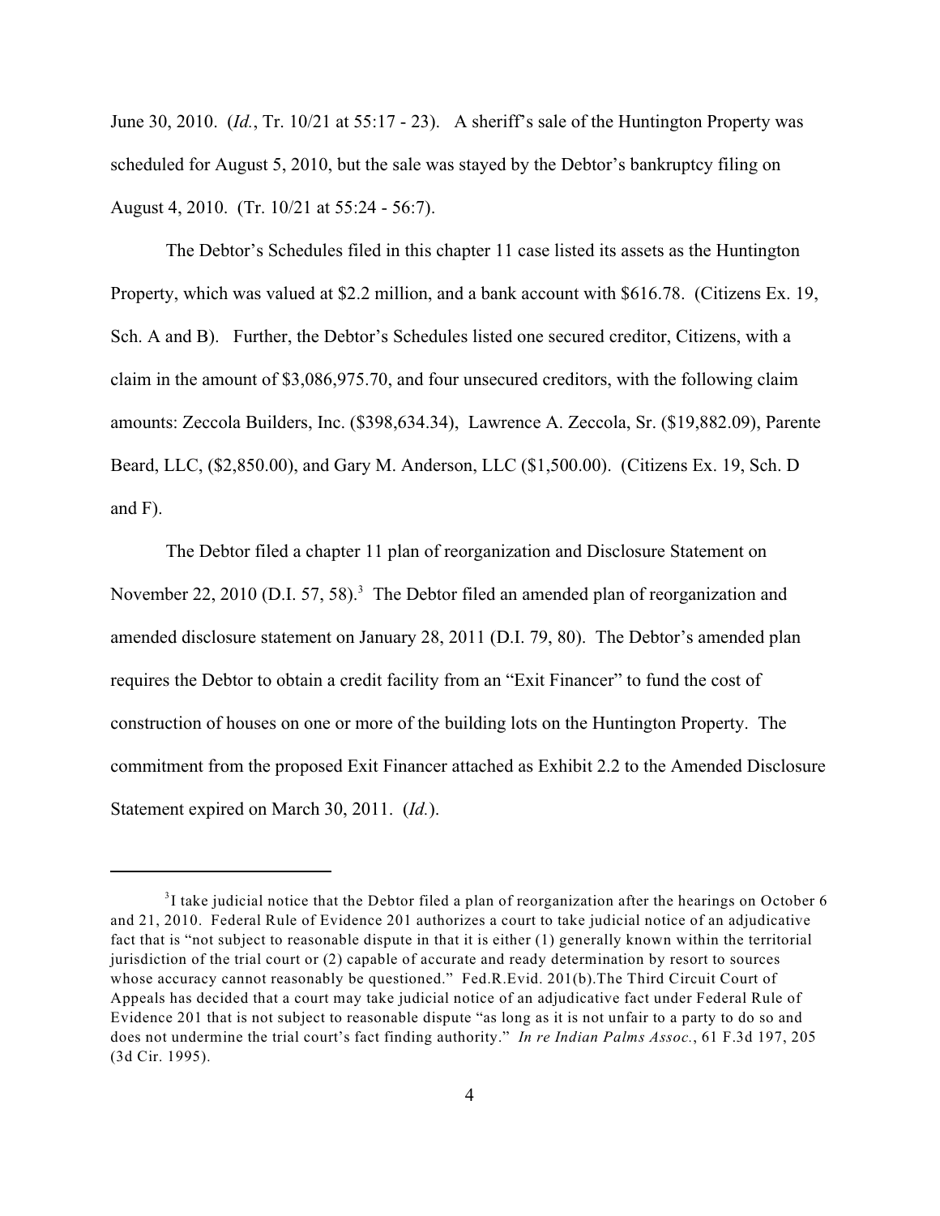June 30, 2010. (*Id.*, Tr. 10/21 at 55:17 - 23). A sheriff's sale of the Huntington Property was scheduled for August 5, 2010, but the sale was stayed by the Debtor's bankruptcy filing on August 4, 2010. (Tr. 10/21 at 55:24 - 56:7).

The Debtor's Schedules filed in this chapter 11 case listed its assets as the Huntington Property, which was valued at $2.2 million, and a bank account with $616.78. (Citizens Ex. 19, Sch. A and B). Further, the Debtor's Schedules listed one secured creditor, Citizens, with a claim in the amount of $3,086,975.70, and four unsecured creditors, with the following claim amounts: Zeccola Builders, Inc. ($398,634.34), Lawrence A. Zeccola, Sr. ($19,882.09), Parente Beard, LLC, ($2,850.00), and Gary M. Anderson, LLC ($1,500.00). (Citizens Ex. 19, Sch. D and F).

The Debtor filed a chapter 11 plan of reorganization and Disclosure Statement on November 22, 2010 (D.I. 57, 58).[3] The Debtor filed an amended plan of reorganization and amended disclosure statement on January 28, 2011 (D.I. 79, 80). The Debtor's amended plan requires the Debtor to obtain a credit facility from an "Exit Financer" to fund the cost of construction of houses on one or more of the building lots on the Huntington Property. The commitment from the proposed Exit Financer attached as Exhibit 2.2 to the Amended Disclosure Statement expired on March 30, 2011. (*Id.*).

---

[3] I take judicial notice that the Debtor filed a plan of reorganization after the hearings on October 6 and 21, 2010. Federal Rule of Evidence 201 authorizes a court to take judicial notice of an adjudicative fact that is "not subject to reasonable dispute in that it is either (1) generally known within the territorial jurisdiction of the trial court or (2) capable of accurate and ready determination by resort to sources whose accuracy cannot reasonably be questioned." Fed.R.Evid. 201(b).The Third Circuit Court of Appeals has decided that a court may take judicial notice of an adjudicative fact under Federal Rule of Evidence 201 that is not subject to reasonable dispute "as long as it is not unfair to a party to do so and does not undermine the trial court's fact finding authority." *In re Indian Palms Assoc.*, 61 F.3d 197, 205 (3d Cir. 1995).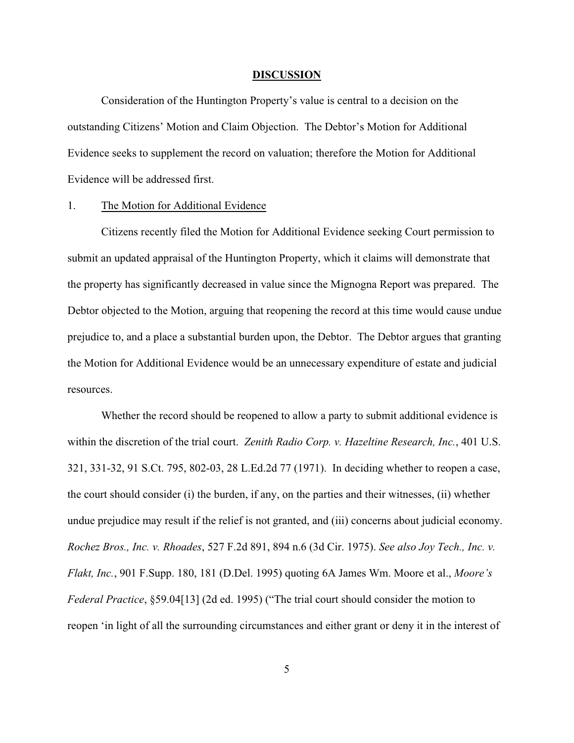## DISCUSSION

Consideration of the Huntington Property's value is central to a decision on the outstanding Citizens' Motion and Claim Objection. The Debtor's Motion for Additional Evidence seeks to supplement the record on valuation; therefore the Motion for Additional Evidence will be addressed first.

### 1. The Motion for Additional Evidence

Citizens recently filed the Motion for Additional Evidence seeking Court permission to submit an updated appraisal of the Huntington Property, which it claims will demonstrate that the property has significantly decreased in value since the Mignogna Report was prepared. The Debtor objected to the Motion, arguing that reopening the record at this time would cause undue prejudice to, and a place a substantial burden upon, the Debtor. The Debtor argues that granting the Motion for Additional Evidence would be an unnecessary expenditure of estate and judicial resources.

Whether the record should be reopened to allow a party to submit additional evidence is within the discretion of the trial court. *Zenith Radio Corp. v. Hazeltine Research, Inc.*, 401 U.S. 321, 331-32, 91 S.Ct. 795, 802-03, 28 L.Ed.2d 77 (1971). In deciding whether to reopen a case, the court should consider (i) the burden, if any, on the parties and their witnesses, (ii) whether undue prejudice may result if the relief is not granted, and (iii) concerns about judicial economy. *Rochez Bros., Inc. v. Rhoades*, 527 F.2d 891, 894 n.6 (3d Cir. 1975). *See also Joy Tech., Inc. v. Flakt, Inc.*, 901 F.Supp. 180, 181 (D.Del. 1995) quoting 6A James Wm. Moore et al., *Moore's Federal Practice*, §59.04[13] (2d ed. 1995) ("The trial court should consider the motion to reopen 'in light of all the surrounding circumstances and either grant or deny it in the interest of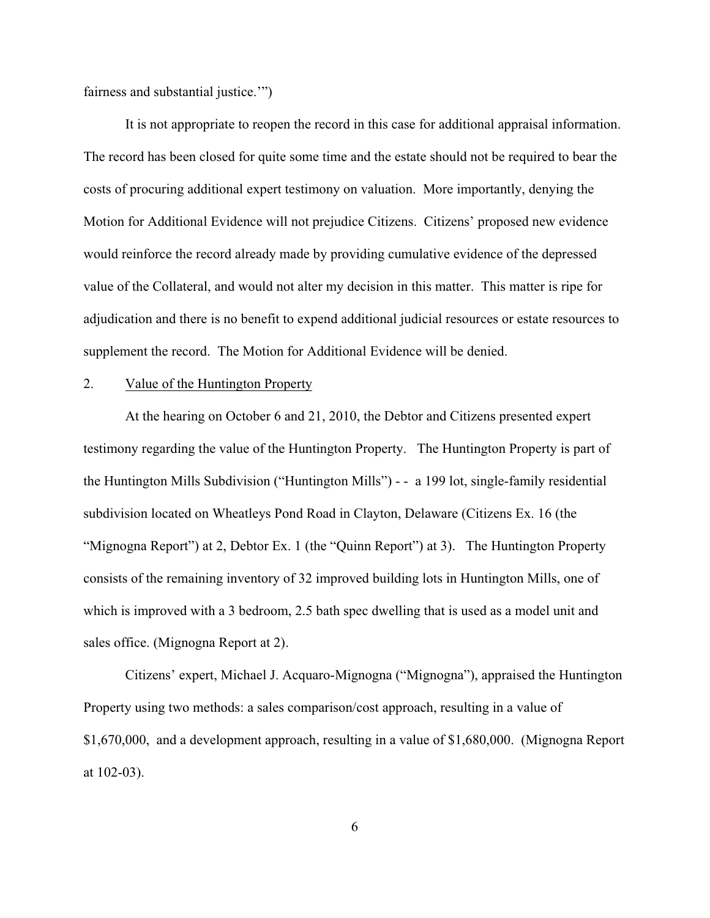fairness and substantial justice.'")

It is not appropriate to reopen the record in this case for additional appraisal information. The record has been closed for quite some time and the estate should not be required to bear the costs of procuring additional expert testimony on valuation. More importantly, denying the Motion for Additional Evidence will not prejudice Citizens. Citizens' proposed new evidence would reinforce the record already made by providing cumulative evidence of the depressed value of the Collateral, and would not alter my decision in this matter. This matter is ripe for adjudication and there is no benefit to expend additional judicial resources or estate resources to supplement the record. The Motion for Additional Evidence will be denied.

2. Value of the Huntington Property

At the hearing on October 6 and 21, 2010, the Debtor and Citizens presented expert testimony regarding the value of the Huntington Property. The Huntington Property is part of the Huntington Mills Subdivision ("Huntington Mills") - - a 199 lot, single-family residential subdivision located on Wheatleys Pond Road in Clayton, Delaware (Citizens Ex. 16 (the "Mignogna Report") at 2, Debtor Ex. 1 (the "Quinn Report") at 3). The Huntington Property consists of the remaining inventory of 32 improved building lots in Huntington Mills, one of which is improved with a 3 bedroom, 2.5 bath spec dwelling that is used as a model unit and sales office. (Mignogna Report at 2).

Citizens' expert, Michael J. Acquaro-Mignogna ("Mignogna"), appraised the Huntington Property using two methods: a sales comparison/cost approach, resulting in a value of \$1,670,000, and a development approach, resulting in a value of \$1,680,000. (Mignogna Report at 102-03).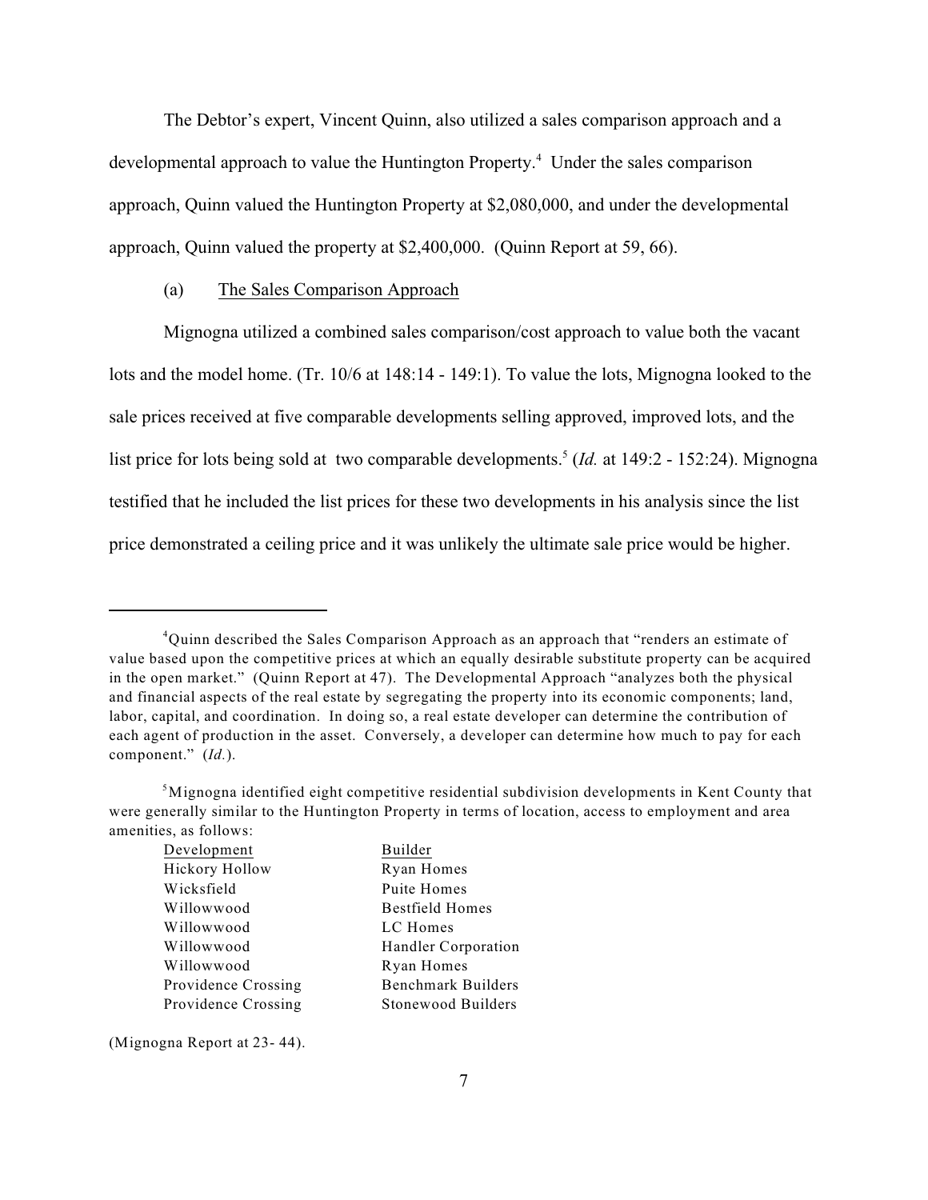The Debtor's expert, Vincent Quinn, also utilized a sales comparison approach and a developmental approach to value the Huntington Property.[4] Under the sales comparison approach, Quinn valued the Huntington Property at $2,080,000, and under the developmental approach, Quinn valued the property at $2,400,000. (Quinn Report at 59, 66).

(a) The Sales Comparison Approach

Mignogna utilized a combined sales comparison/cost approach to value both the vacant lots and the model home. (Tr. 10/6 at 148:14 - 149:1). To value the lots, Mignogna looked to the sale prices received at five comparable developments selling approved, improved lots, and the list price for lots being sold at two comparable developments.[5] (*Id.* at 149:2 - 152:24). Mignogna testified that he included the list prices for these two developments in his analysis since the list price demonstrated a ceiling price and it was unlikely the ultimate sale price would be higher.

---

[4] Quinn described the Sales Comparison Approach as an approach that "renders an estimate of value based upon the competitive prices at which an equally desirable substitute property can be acquired in the open market." (Quinn Report at 47). The Developmental Approach "analyzes both the physical and financial aspects of the real estate by segregating the property into its economic components; land, labor, capital, and coordination. In doing so, a real estate developer can determine the contribution of each agent of production in the asset. Conversely, a developer can determine how much to pay for each component." (*Id.*).

[5] Mignogna identified eight competitive residential subdivision developments in Kent County that were generally similar to the Huntington Property in terms of location, access to employment and area amenities, as follows:

| Development | Builder |
|---|---|
| Hickory Hollow | Ryan Homes |
| Wicksfield | Puite Homes |
| Willowwood | Bestfield Homes |
| Willowwood | LC Homes |
| Willowwood | Handler Corporation |
| Willowwood | Ryan Homes |
| Providence Crossing | Benchmark Builders |
| Providence Crossing | Stonewood Builders |

(Mignogna Report at 23- 44).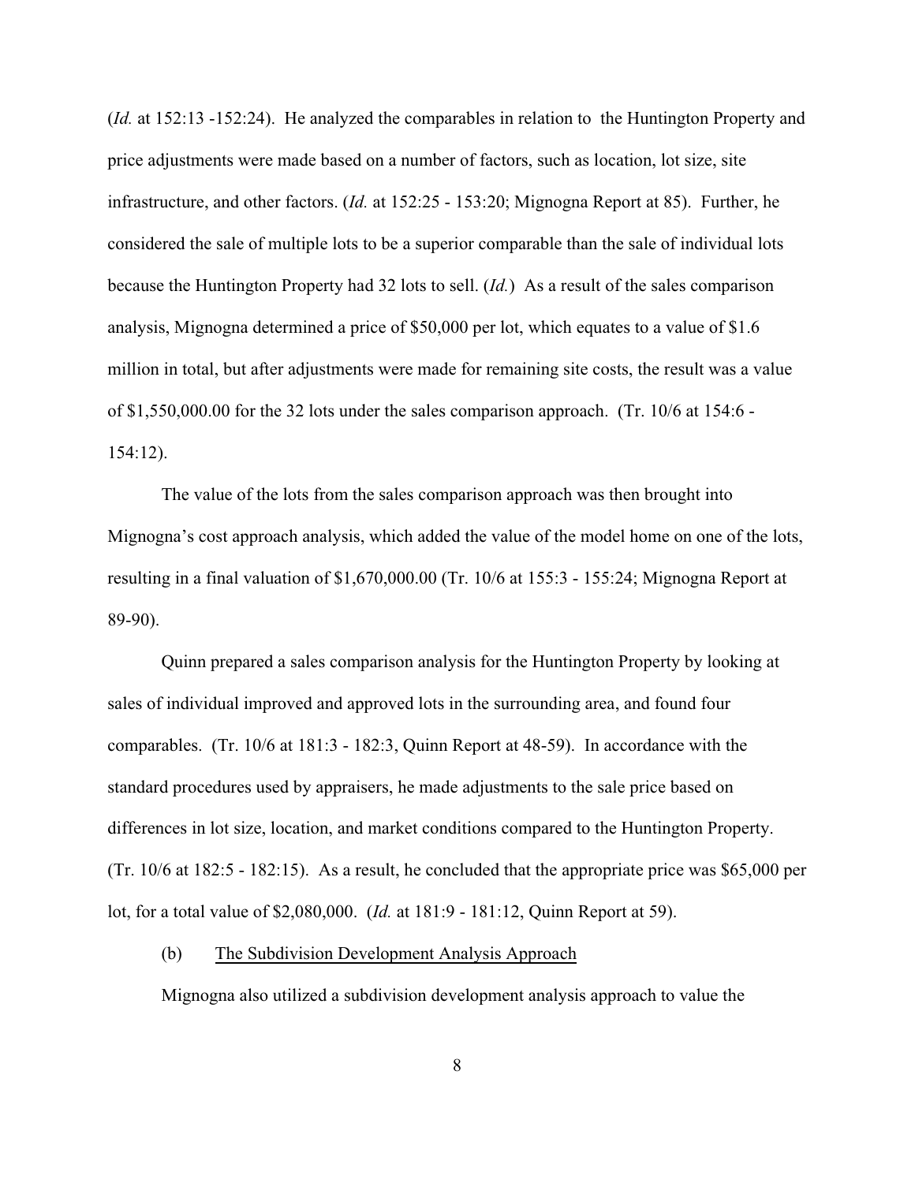(*Id.* at 152:13 -152:24). He analyzed the comparables in relation to the Huntington Property and price adjustments were made based on a number of factors, such as location, lot size, site infrastructure, and other factors. (*Id.* at 152:25 - 153:20; Mignogna Report at 85). Further, he considered the sale of multiple lots to be a superior comparable than the sale of individual lots because the Huntington Property had 32 lots to sell. (*Id.*) As a result of the sales comparison analysis, Mignogna determined a price of $50,000 per lot, which equates to a value of $1.6 million in total, but after adjustments were made for remaining site costs, the result was a value of $1,550,000.00 for the 32 lots under the sales comparison approach. (Tr. 10/6 at 154:6 - 154:12).

The value of the lots from the sales comparison approach was then brought into Mignogna's cost approach analysis, which added the value of the model home on one of the lots, resulting in a final valuation of $1,670,000.00 (Tr. 10/6 at 155:3 - 155:24; Mignogna Report at 89-90).

Quinn prepared a sales comparison analysis for the Huntington Property by looking at sales of individual improved and approved lots in the surrounding area, and found four comparables. (Tr. 10/6 at 181:3 - 182:3, Quinn Report at 48-59). In accordance with the standard procedures used by appraisers, he made adjustments to the sale price based on differences in lot size, location, and market conditions compared to the Huntington Property. (Tr. 10/6 at 182:5 - 182:15). As a result, he concluded that the appropriate price was $65,000 per lot, for a total value of $2,080,000. (*Id.* at 181:9 - 181:12, Quinn Report at 59).

(b) <u>The Subdivision Development Analysis Approach</u>

Mignogna also utilized a subdivision development analysis approach to value the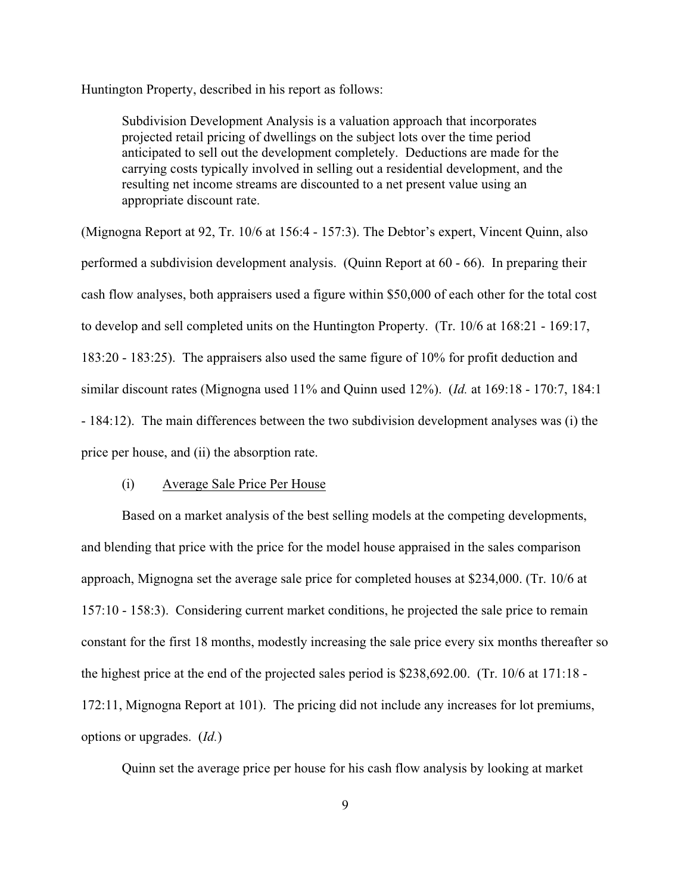Huntington Property, described in his report as follows:

> Subdivision Development Analysis is a valuation approach that incorporates projected retail pricing of dwellings on the subject lots over the time period anticipated to sell out the development completely. Deductions are made for the carrying costs typically involved in selling out a residential development, and the resulting net income streams are discounted to a net present value using an appropriate discount rate.

(Mignogna Report at 92, Tr. 10/6 at 156:4 - 157:3). The Debtor's expert, Vincent Quinn, also performed a subdivision development analysis. (Quinn Report at 60 - 66). In preparing their cash flow analyses, both appraisers used a figure within $50,000 of each other for the total cost to develop and sell completed units on the Huntington Property. (Tr. 10/6 at 168:21 - 169:17, 183:20 - 183:25). The appraisers also used the same figure of 10% for profit deduction and similar discount rates (Mignogna used 11% and Quinn used 12%). (*Id.* at 169:18 - 170:7, 184:1 - 184:12). The main differences between the two subdivision development analyses was (i) the price per house, and (ii) the absorption rate.

(i) Average Sale Price Per House

Based on a market analysis of the best selling models at the competing developments, and blending that price with the price for the model house appraised in the sales comparison approach, Mignogna set the average sale price for completed houses at $234,000. (Tr. 10/6 at 157:10 - 158:3). Considering current market conditions, he projected the sale price to remain constant for the first 18 months, modestly increasing the sale price every six months thereafter so the highest price at the end of the projected sales period is $238,692.00. (Tr. 10/6 at 171:18 - 172:11, Mignogna Report at 101). The pricing did not include any increases for lot premiums, options or upgrades. (*Id.*)

Quinn set the average price per house for his cash flow analysis by looking at market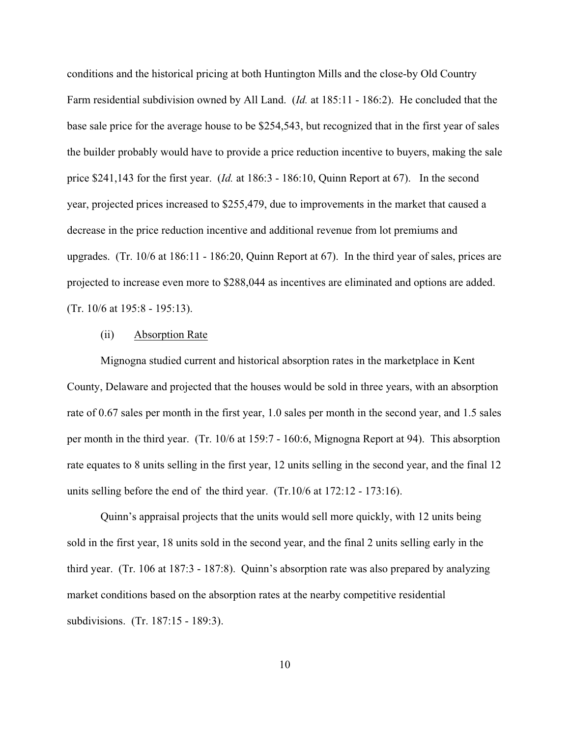conditions and the historical pricing at both Huntington Mills and the close-by Old Country Farm residential subdivision owned by All Land. (*Id.* at 185:11 - 186:2). He concluded that the base sale price for the average house to be $254,543, but recognized that in the first year of sales the builder probably would have to provide a price reduction incentive to buyers, making the sale price $241,143 for the first year. (*Id.* at 186:3 - 186:10, Quinn Report at 67). In the second year, projected prices increased to $255,479, due to improvements in the market that caused a decrease in the price reduction incentive and additional revenue from lot premiums and upgrades. (Tr. 10/6 at 186:11 - 186:20, Quinn Report at 67). In the third year of sales, prices are projected to increase even more to $288,044 as incentives are eliminated and options are added. (Tr. 10/6 at 195:8 - 195:13).

(ii) Absorption Rate

Mignogna studied current and historical absorption rates in the marketplace in Kent County, Delaware and projected that the houses would be sold in three years, with an absorption rate of 0.67 sales per month in the first year, 1.0 sales per month in the second year, and 1.5 sales per month in the third year. (Tr. 10/6 at 159:7 - 160:6, Mignogna Report at 94). This absorption rate equates to 8 units selling in the first year, 12 units selling in the second year, and the final 12 units selling before the end of the third year. (Tr.10/6 at 172:12 - 173:16).

Quinn's appraisal projects that the units would sell more quickly, with 12 units being sold in the first year, 18 units sold in the second year, and the final 2 units selling early in the third year. (Tr. 106 at 187:3 - 187:8). Quinn's absorption rate was also prepared by analyzing market conditions based on the absorption rates at the nearby competitive residential subdivisions. (Tr. 187:15 - 189:3).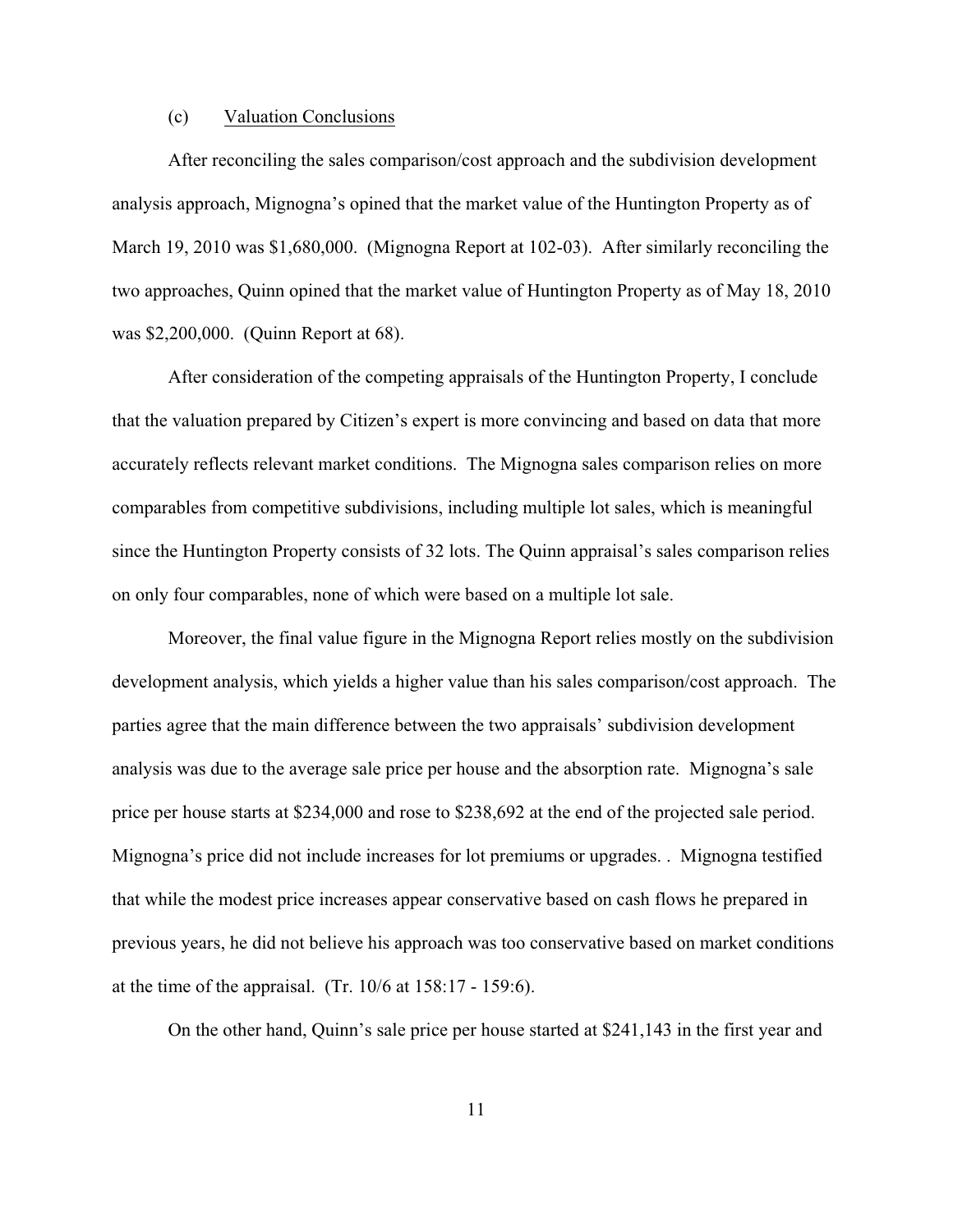(c) Valuation Conclusions

After reconciling the sales comparison/cost approach and the subdivision development analysis approach, Mignogna's opined that the market value of the Huntington Property as of March 19, 2010 was $1,680,000. (Mignogna Report at 102-03). After similarly reconciling the two approaches, Quinn opined that the market value of Huntington Property as of May 18, 2010 was $2,200,000. (Quinn Report at 68).

After consideration of the competing appraisals of the Huntington Property, I conclude that the valuation prepared by Citizen's expert is more convincing and based on data that more accurately reflects relevant market conditions. The Mignogna sales comparison relies on more comparables from competitive subdivisions, including multiple lot sales, which is meaningful since the Huntington Property consists of 32 lots. The Quinn appraisal's sales comparison relies on only four comparables, none of which were based on a multiple lot sale.

Moreover, the final value figure in the Mignogna Report relies mostly on the subdivision development analysis, which yields a higher value than his sales comparison/cost approach. The parties agree that the main difference between the two appraisals' subdivision development analysis was due to the average sale price per house and the absorption rate. Mignogna's sale price per house starts at $234,000 and rose to $238,692 at the end of the projected sale period. Mignogna's price did not include increases for lot premiums or upgrades. . Mignogna testified that while the modest price increases appear conservative based on cash flows he prepared in previous years, he did not believe his approach was too conservative based on market conditions at the time of the appraisal. (Tr. 10/6 at 158:17 - 159:6).

On the other hand, Quinn's sale price per house started at $241,143 in the first year and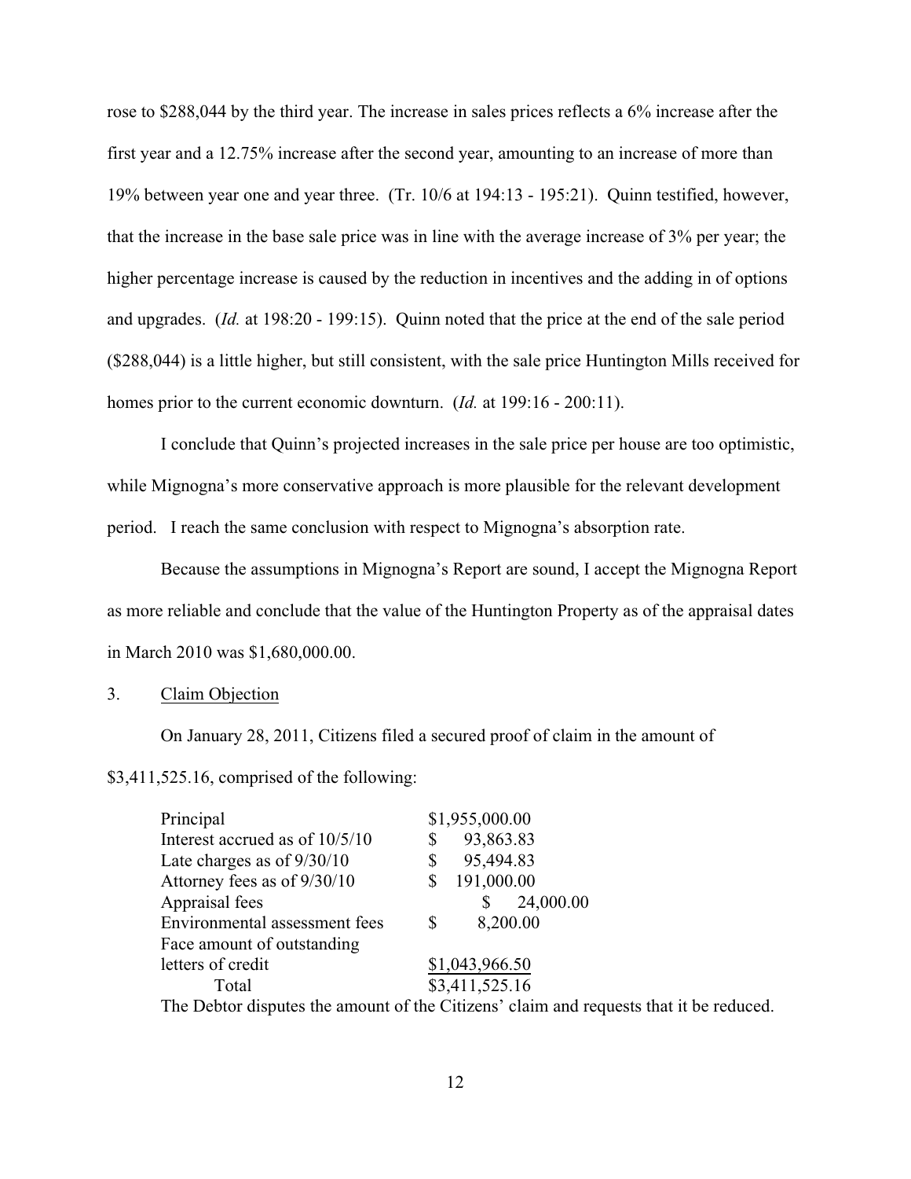rose to $288,044 by the third year. The increase in sales prices reflects a 6% increase after the first year and a 12.75% increase after the second year, amounting to an increase of more than 19% between year one and year three. (Tr. 10/6 at 194:13 - 195:21). Quinn testified, however, that the increase in the base sale price was in line with the average increase of 3% per year; the higher percentage increase is caused by the reduction in incentives and the adding in of options and upgrades. (*Id.* at 198:20 - 199:15). Quinn noted that the price at the end of the sale period ($288,044) is a little higher, but still consistent, with the sale price Huntington Mills received for homes prior to the current economic downturn. (*Id.* at 199:16 - 200:11).

I conclude that Quinn's projected increases in the sale price per house are too optimistic, while Mignogna's more conservative approach is more plausible for the relevant development period. I reach the same conclusion with respect to Mignogna's absorption rate.

Because the assumptions in Mignogna's Report are sound, I accept the Mignogna Report as more reliable and conclude that the value of the Huntington Property as of the appraisal dates in March 2010 was $1,680,000.00.

3. Claim Objection

On January 28, 2011, Citizens filed a secured proof of claim in the amount of $3,411,525.16, comprised of the following:

| | |
|---|---|
| Principal | $1,955,000.00 |
| Interest accrued as of 10/5/10 | $ 93,863.83 |
| Late charges as of 9/30/10 | $ 95,494.83 |
| Attorney fees as of 9/30/10 | $ 191,000.00 |
| Appraisal fees | $ 24,000.00 |
| Environmental assessment fees | $ 8,200.00 |
| Face amount of outstanding letters of credit | $1,043,966.50 |
| Total | $3,411,525.16 |

The Debtor disputes the amount of the Citizens' claim and requests that it be reduced.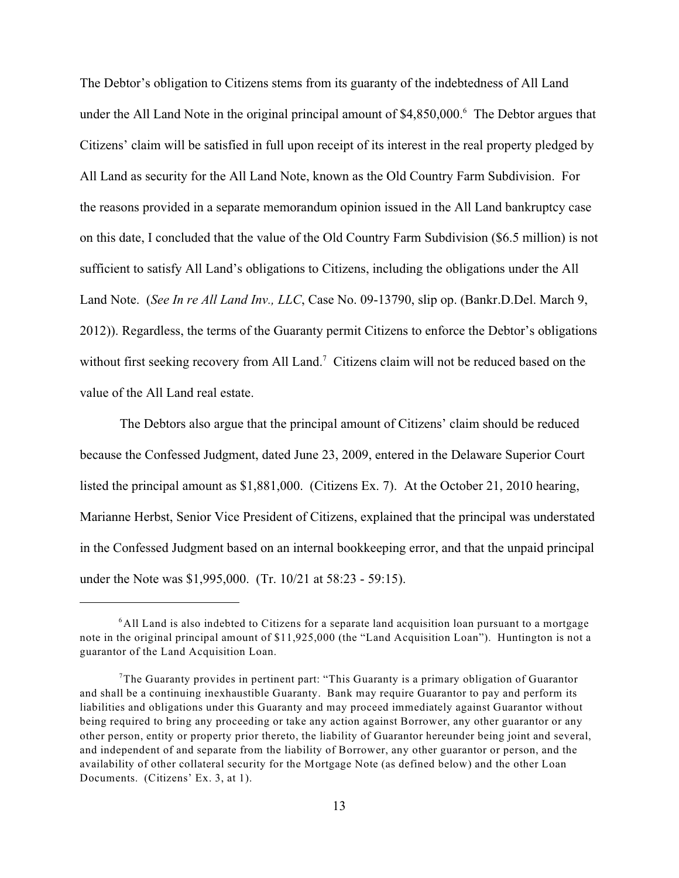The Debtor's obligation to Citizens stems from its guaranty of the indebtedness of All Land under the All Land Note in the original principal amount of $4,850,000.[6] The Debtor argues that Citizens' claim will be satisfied in full upon receipt of its interest in the real property pledged by All Land as security for the All Land Note, known as the Old Country Farm Subdivision. For the reasons provided in a separate memorandum opinion issued in the All Land bankruptcy case on this date, I concluded that the value of the Old Country Farm Subdivision ($6.5 million) is not sufficient to satisfy All Land's obligations to Citizens, including the obligations under the All Land Note. (*See In re All Land Inv., LLC*, Case No. 09-13790, slip op. (Bankr.D.Del. March 9, 2012)). Regardless, the terms of the Guaranty permit Citizens to enforce the Debtor's obligations without first seeking recovery from All Land.[7] Citizens claim will not be reduced based on the value of the All Land real estate.

The Debtors also argue that the principal amount of Citizens' claim should be reduced because the Confessed Judgment, dated June 23, 2009, entered in the Delaware Superior Court listed the principal amount as $1,881,000. (Citizens Ex. 7). At the October 21, 2010 hearing, Marianne Herbst, Senior Vice President of Citizens, explained that the principal was understated in the Confessed Judgment based on an internal bookkeeping error, and that the unpaid principal under the Note was $1,995,000. (Tr. 10/21 at 58:23 - 59:15).

---

[6] All Land is also indebted to Citizens for a separate land acquisition loan pursuant to a mortgage note in the original principal amount of $11,925,000 (the "Land Acquisition Loan"). Huntington is not a guarantor of the Land Acquisition Loan.

[7] The Guaranty provides in pertinent part: "This Guaranty is a primary obligation of Guarantor and shall be a continuing inexhaustible Guaranty. Bank may require Guarantor to pay and perform its liabilities and obligations under this Guaranty and may proceed immediately against Guarantor without being required to bring any proceeding or take any action against Borrower, any other guarantor or any other person, entity or property prior thereto, the liability of Guarantor hereunder being joint and several, and independent of and separate from the liability of Borrower, any other guarantor or person, and the availability of other collateral security for the Mortgage Note (as defined below) and the other Loan Documents. (Citizens' Ex. 3, at 1).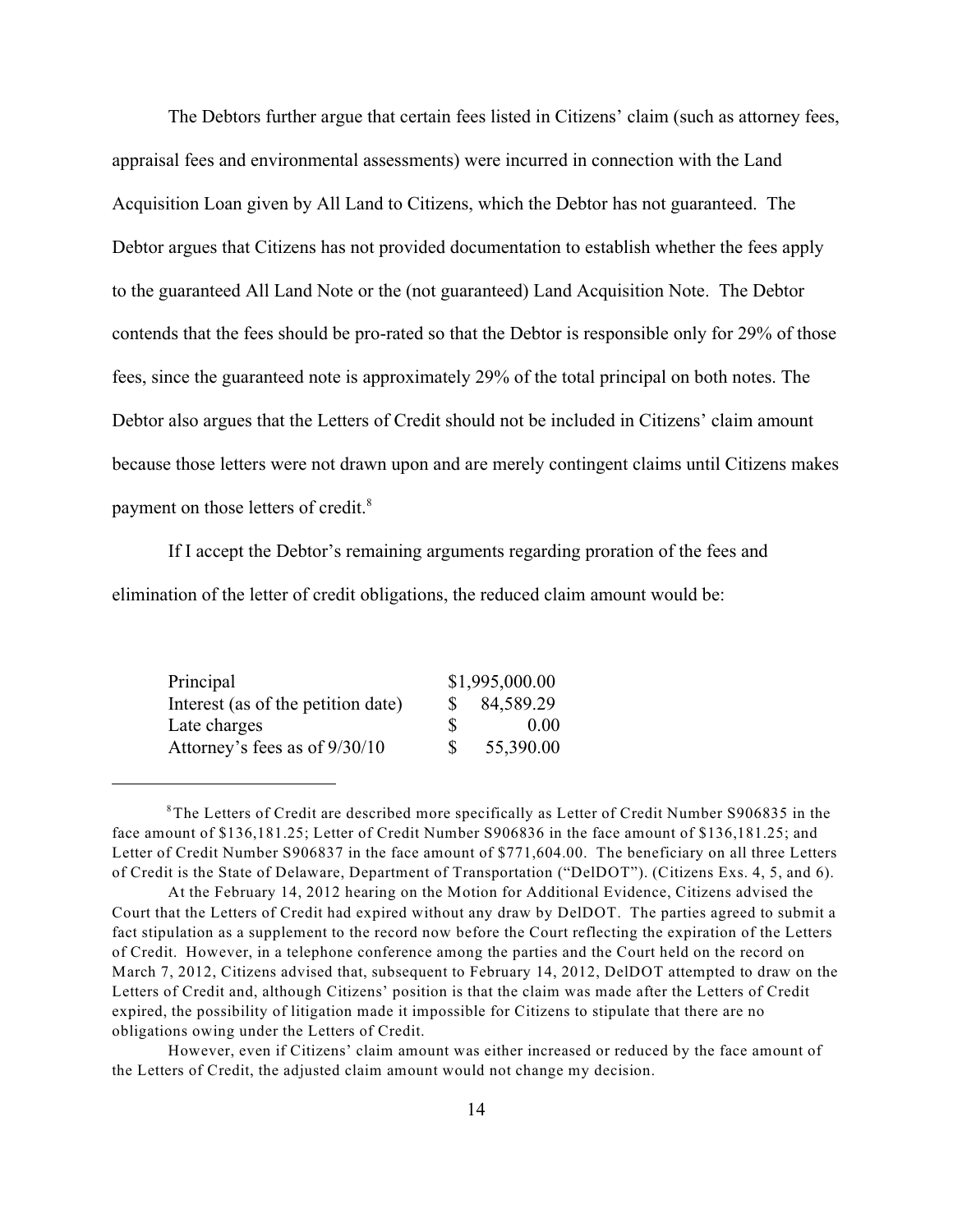The Debtors further argue that certain fees listed in Citizens' claim (such as attorney fees, appraisal fees and environmental assessments) were incurred in connection with the Land Acquisition Loan given by All Land to Citizens, which the Debtor has not guaranteed. The Debtor argues that Citizens has not provided documentation to establish whether the fees apply to the guaranteed All Land Note or the (not guaranteed) Land Acquisition Note. The Debtor contends that the fees should be pro-rated so that the Debtor is responsible only for 29% of those fees, since the guaranteed note is approximately 29% of the total principal on both notes. The Debtor also argues that the Letters of Credit should not be included in Citizens' claim amount because those letters were not drawn upon and are merely contingent claims until Citizens makes payment on those letters of credit.[8]

If I accept the Debtor's remaining arguments regarding proration of the fees and elimination of the letter of credit obligations, the reduced claim amount would be:

| | |
|---|---|
| Principal | $1,995,000.00 |
| Interest (as of the petition date) | $ 84,589.29 |
| Late charges | $ 0.00 |
| Attorney's fees as of 9/30/10 | $ 55,390.00 |

---

[8] The Letters of Credit are described more specifically as Letter of Credit Number S906835 in the face amount of $136,181.25; Letter of Credit Number S906836 in the face amount of $136,181.25; and Letter of Credit Number S906837 in the face amount of $771,604.00. The beneficiary on all three Letters of Credit is the State of Delaware, Department of Transportation ("DelDOT"). (Citizens Exs. 4, 5, and 6).

At the February 14, 2012 hearing on the Motion for Additional Evidence, Citizens advised the Court that the Letters of Credit had expired without any draw by DelDOT. The parties agreed to submit a fact stipulation as a supplement to the record now before the Court reflecting the expiration of the Letters of Credit. However, in a telephone conference among the parties and the Court held on the record on March 7, 2012, Citizens advised that, subsequent to February 14, 2012, DelDOT attempted to draw on the Letters of Credit and, although Citizens' position is that the claim was made after the Letters of Credit expired, the possibility of litigation made it impossible for Citizens to stipulate that there are no obligations owing under the Letters of Credit.

However, even if Citizens' claim amount was either increased or reduced by the face amount of the Letters of Credit, the adjusted claim amount would not change my decision.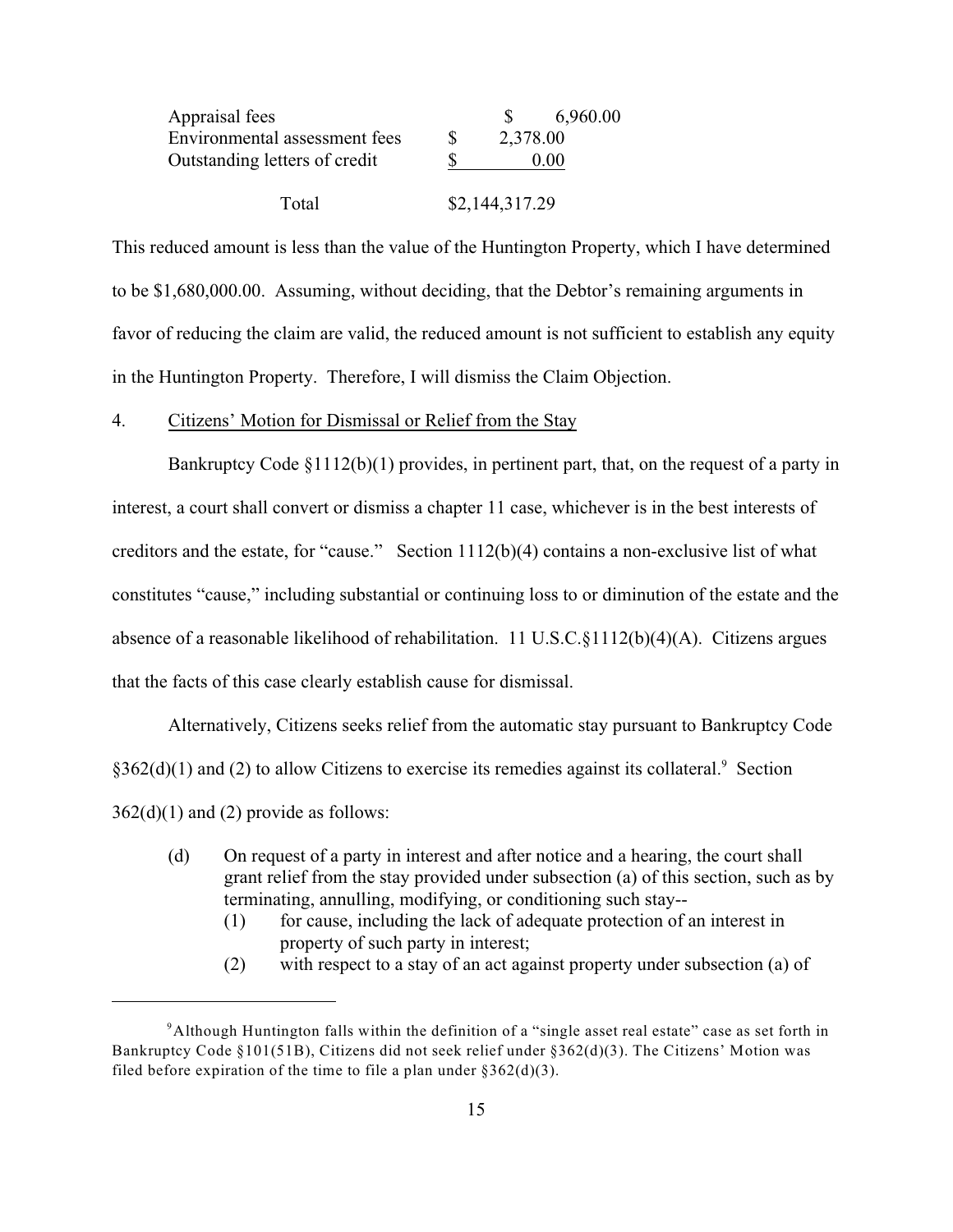| | |
|---|---|
| Appraisal fees | $ 6,960.00 |
| Environmental assessment fees | $ 2,378.00 |
| Outstanding letters of credit | $ 0.00 |
| Total | $2,144,317.29 |

This reduced amount is less than the value of the Huntington Property, which I have determined to be $1,680,000.00. Assuming, without deciding, that the Debtor's remaining arguments in favor of reducing the claim are valid, the reduced amount is not sufficient to establish any equity in the Huntington Property. Therefore, I will dismiss the Claim Objection.

4. Citizens' Motion for Dismissal or Relief from the Stay

Bankruptcy Code §1112(b)(1) provides, in pertinent part, that, on the request of a party in interest, a court shall convert or dismiss a chapter 11 case, whichever is in the best interests of creditors and the estate, for "cause." Section 1112(b)(4) contains a non-exclusive list of what constitutes "cause," including substantial or continuing loss to or diminution of the estate and the absence of a reasonable likelihood of rehabilitation. 11 U.S.C.§1112(b)(4)(A). Citizens argues that the facts of this case clearly establish cause for dismissal.

Alternatively, Citizens seeks relief from the automatic stay pursuant to Bankruptcy Code §362(d)(1) and (2) to allow Citizens to exercise its remedies against its collateral.[9] Section 362(d)(1) and (2) provide as follows:

> (d) On request of a party in interest and after notice and a hearing, the court shall grant relief from the stay provided under subsection (a) of this section, such as by terminating, annulling, modifying, or conditioning such stay--
>
> (1) for cause, including the lack of adequate protection of an interest in property of such party in interest;
>
> (2) with respect to a stay of an act against property under subsection (a) of

[9] Although Huntington falls within the definition of a "single asset real estate" case as set forth in Bankruptcy Code §101(51B), Citizens did not seek relief under §362(d)(3). The Citizens' Motion was filed before expiration of the time to file a plan under §362(d)(3).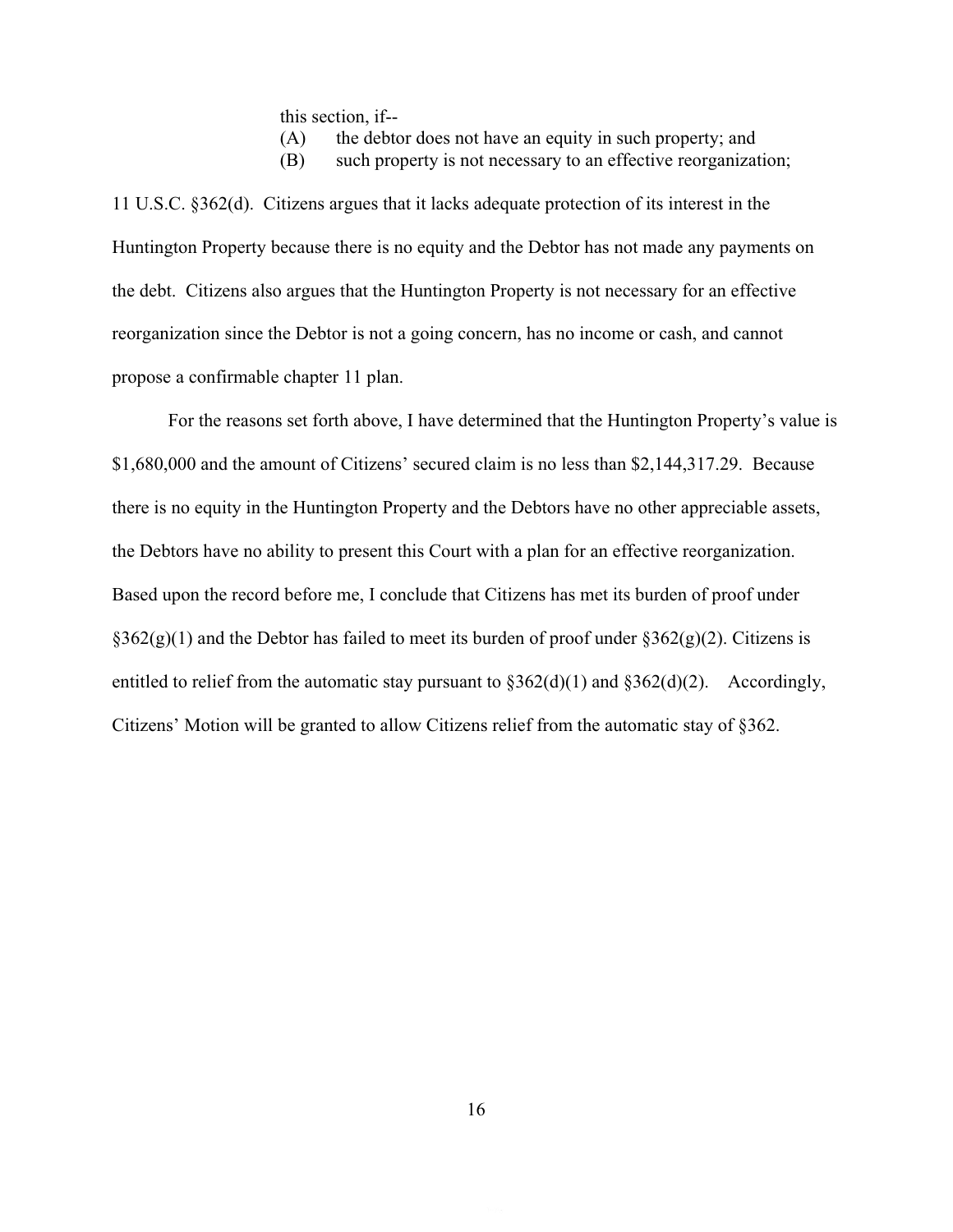this section, if--

(A) the debtor does not have an equity in such property; and

(B) such property is not necessary to an effective reorganization;

11 U.S.C. §362(d). Citizens argues that it lacks adequate protection of its interest in the Huntington Property because there is no equity and the Debtor has not made any payments on the debt. Citizens also argues that the Huntington Property is not necessary for an effective reorganization since the Debtor is not a going concern, has no income or cash, and cannot propose a confirmable chapter 11 plan.

For the reasons set forth above, I have determined that the Huntington Property's value is $1,680,000 and the amount of Citizens' secured claim is no less than $2,144,317.29. Because there is no equity in the Huntington Property and the Debtors have no other appreciable assets, the Debtors have no ability to present this Court with a plan for an effective reorganization. Based upon the record before me, I conclude that Citizens has met its burden of proof under §362(g)(1) and the Debtor has failed to meet its burden of proof under §362(g)(2). Citizens is entitled to relief from the automatic stay pursuant to §362(d)(1) and §362(d)(2). Accordingly, Citizens' Motion will be granted to allow Citizens relief from the automatic stay of §362.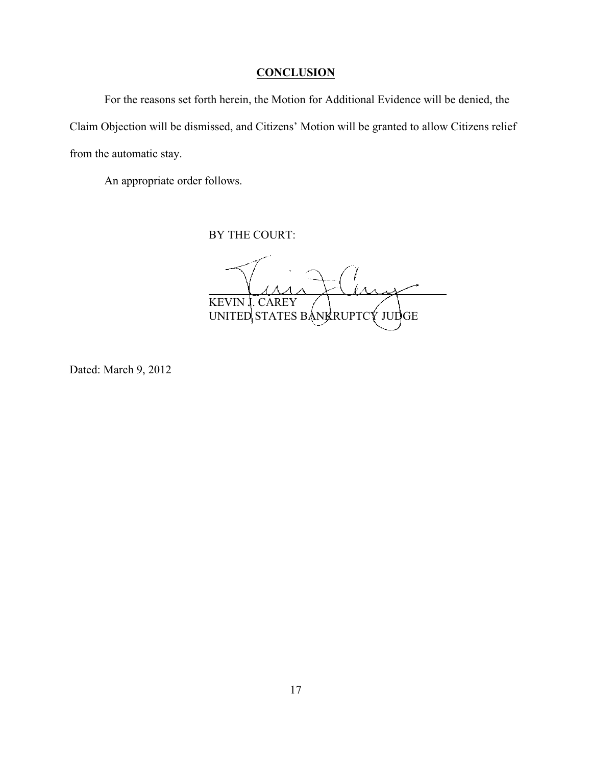## CONCLUSION

For the reasons set forth herein, the Motion for Additional Evidence will be denied, the Claim Objection will be dismissed, and Citizens' Motion will be granted to allow Citizens relief from the automatic stay.

An appropriate order follows.

BY THE COURT:

KEVIN J. CAREY
UNITED STATES BANKRUPTCY JUDGE

Dated: March 9, 2012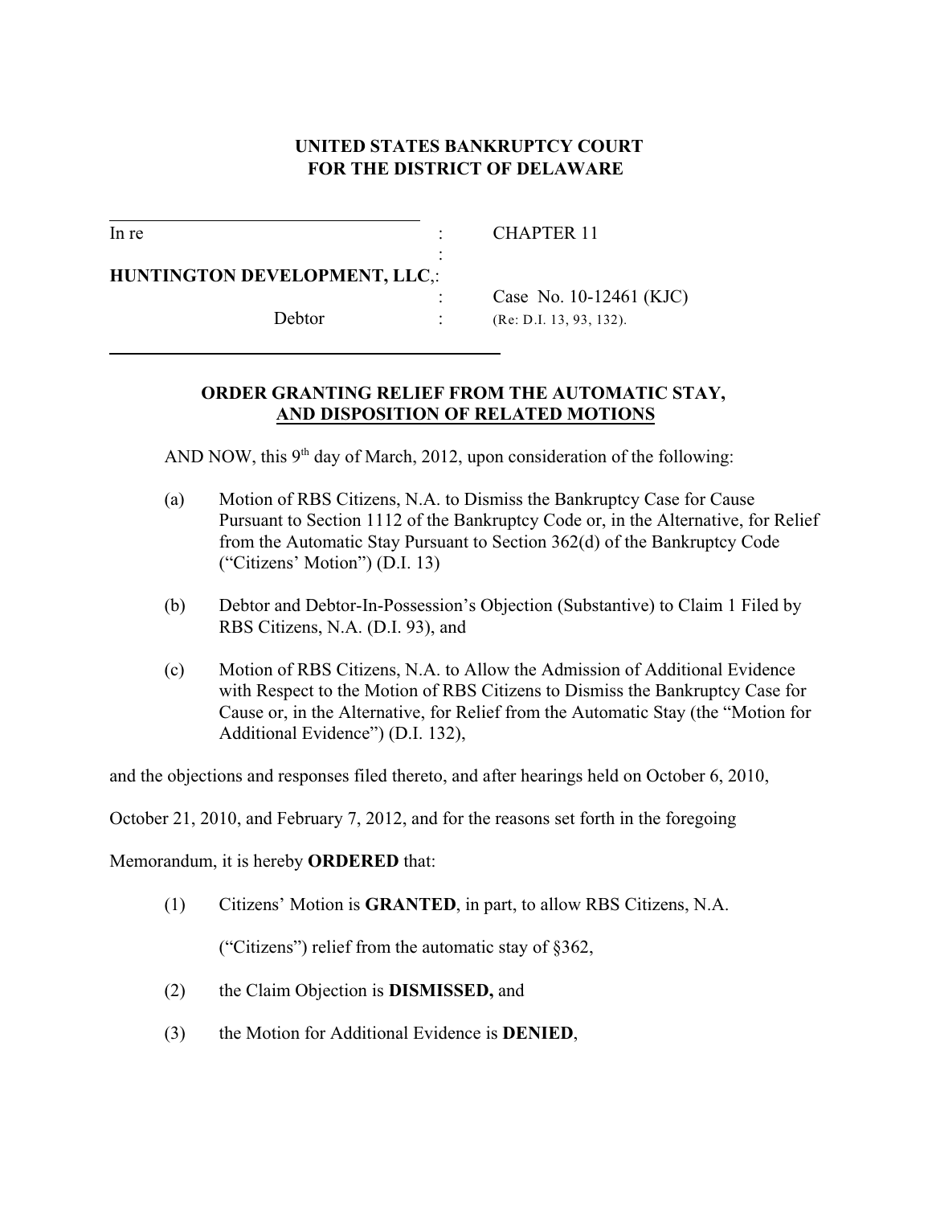**UNITED STATES BANKRUPTCY COURT**
**FOR THE DISTRICT OF DELAWARE**

| | | |
|---|---|---|
| In re | : | CHAPTER 11 |
| | : | |
| **HUNTINGTON DEVELOPMENT, LLC**, | : | |
| | : | Case No. 10-12461 (KJC) |
| Debtor | : | (Re: D.I. 13, 93, 132). |

**ORDER GRANTING RELIEF FROM THE AUTOMATIC STAY,**
**AND DISPOSITION OF RELATED MOTIONS**

AND NOW, this 9th day of March, 2012, upon consideration of the following:

(a) Motion of RBS Citizens, N.A. to Dismiss the Bankruptcy Case for Cause Pursuant to Section 1112 of the Bankruptcy Code or, in the Alternative, for Relief from the Automatic Stay Pursuant to Section 362(d) of the Bankruptcy Code ("Citizens' Motion") (D.I. 13)

(b) Debtor and Debtor-In-Possession's Objection (Substantive) to Claim 1 Filed by RBS Citizens, N.A. (D.I. 93), and

(c) Motion of RBS Citizens, N.A. to Allow the Admission of Additional Evidence with Respect to the Motion of RBS Citizens to Dismiss the Bankruptcy Case for Cause or, in the Alternative, for Relief from the Automatic Stay (the "Motion for Additional Evidence") (D.I. 132),

and the objections and responses filed thereto, and after hearings held on October 6, 2010, October 21, 2010, and February 7, 2012, and for the reasons set forth in the foregoing Memorandum, it is hereby **ORDERED** that:

(1) Citizens' Motion is **GRANTED**, in part, to allow RBS Citizens, N.A. ("Citizens") relief from the automatic stay of §362,

(2) the Claim Objection is **DISMISSED,** and

(3) the Motion for Additional Evidence is **DENIED**,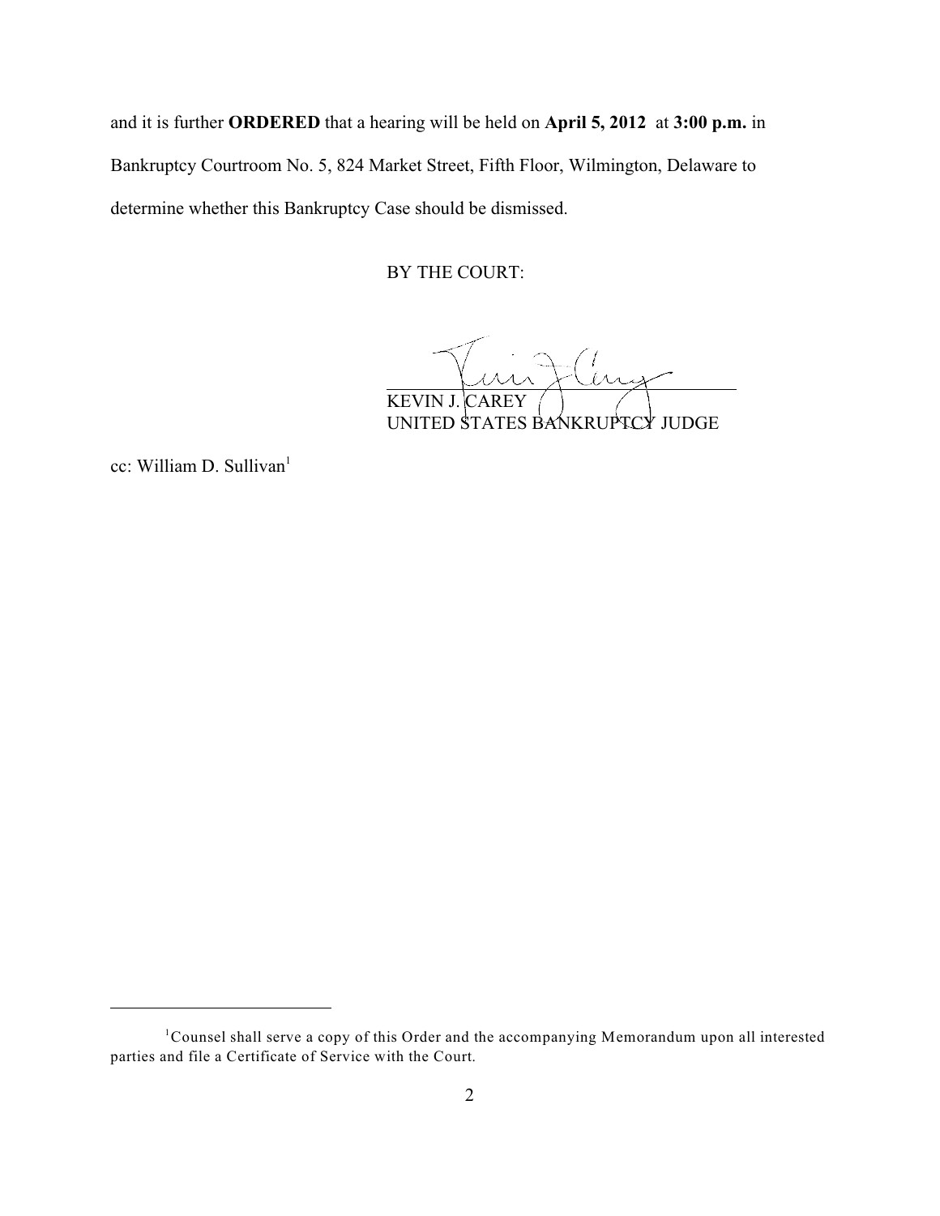and it is further **ORDERED** that a hearing will be held on **April 5, 2012** at **3:00 p.m.** in Bankruptcy Courtroom No. 5, 824 Market Street, Fifth Floor, Wilmington, Delaware to determine whether this Bankruptcy Case should be dismissed.

BY THE COURT:

KEVIN J. CAREY
UNITED STATES BANKRUPTCY JUDGE

cc: William D. Sullivan[1]

[1] Counsel shall serve a copy of this Order and the accompanying Memorandum upon all interested parties and file a Certificate of Service with the Court.